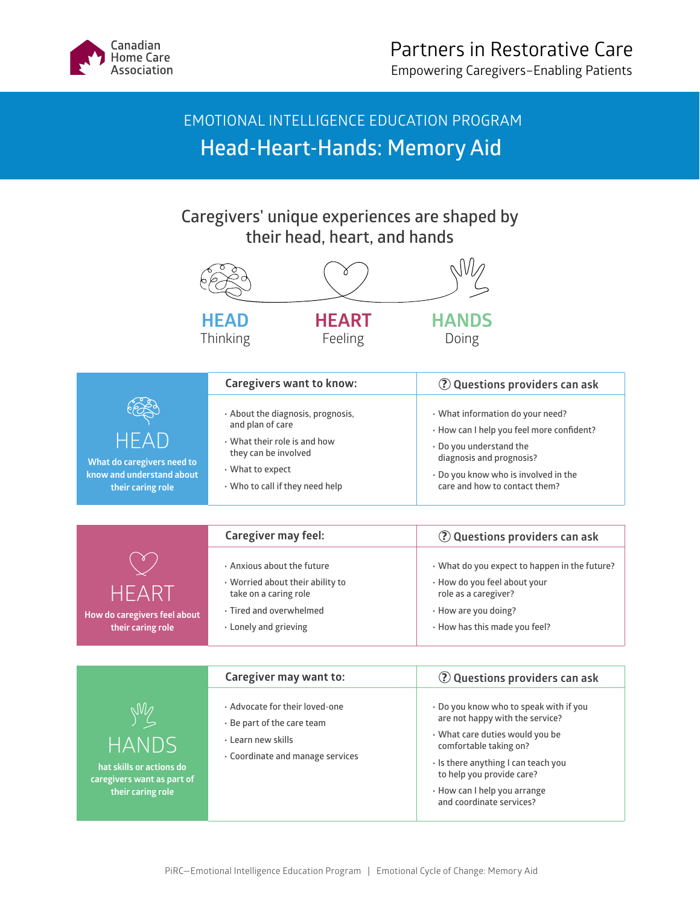Canadian Home Care Association

# Partners in Restorative Care

Empowering Caregivers–Enabling Patients

## EMOTIONAL INTELLIGENCE EDUCATION PROGRAM

# Head-Heart-Hands: Memory Aid

### Caregivers' unique experiences are shaped by their head, heart, and hands

**HEAD** Thinking | **HEART** Feeling | **HANDS** Doing

| HEAD | Caregivers want to know: | Questions providers can ask |
|---|---|---|
| **What do caregivers need to know and understand about their caring role** | · About the diagnosis, prognosis, and plan of care<br>· What their role is and how they can be involved<br>· What to expect<br>· Who to call if they need help | · What information do your need?<br>· How can I help you feel more confident?<br>· Do you understand the diagnosis and prognosis?<br>· Do you know who is involved in the care and how to contact them? |

| HEART | Caregiver may feel: | Questions providers can ask |
|---|---|---|
| **How do caregivers feel about their caring role** | · Anxious about the future<br>· Worried about their ability to take on a caring role<br>· Tired and overwhelmed<br>· Lonely and grieving | · What do you expect to happen in the future?<br>· How do you feel about your role as a caregiver?<br>· How are you doing?<br>· How has this made you feel? |

| HANDS | Caregiver may want to: | Questions providers can ask |
|---|---|---|
| **hat skills or actions do caregivers want as part of their caring role** | · Advocate for their loved-one<br>· Be part of the care team<br>· Learn new skills<br>· Coordinate and manage services | · Do you know who to speak with if you are not happy with the service?<br>· What care duties would you be comfortable taking on?<br>· Is there anything I can teach you to help you provide care?<br>· How can I help you arrange and coordinate services? |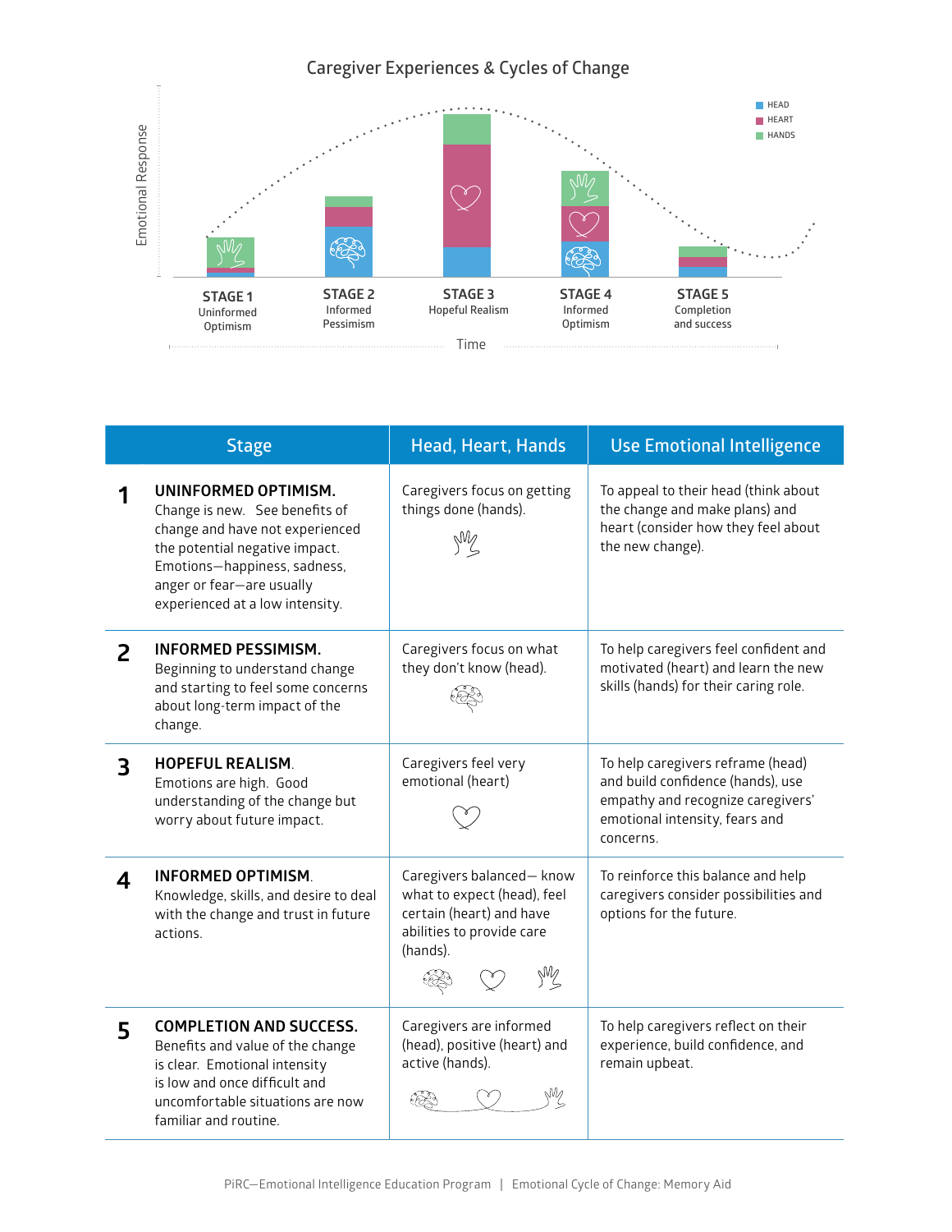Caregiver Experiences & Cycles of Change

Emotional Response

HEAD
HEART
HANDS

STAGE 1
Uninformed Optimism

STAGE 2
Informed Pessimism

STAGE 3
Hopeful Realism

STAGE 4
Informed Optimism

STAGE 5
Completion and success

Time

| | Stage | Head, Heart, Hands | Use Emotional Intelligence |
|---|---|---|---|
| 1 | **UNINFORMED OPTIMISM.** Change is new. See benefits of change and have not experienced the potential negative impact. Emotions—happiness, sadness, anger or fear—are usually experienced at a low intensity. | Caregivers focus on getting things done (hands). | To appeal to their head (think about the change and make plans) and heart (consider how they feel about the new change). |
| 2 | **INFORMED PESSIMISM.** Beginning to understand change and starting to feel some concerns about long-term impact of the change. | Caregivers focus on what they don't know (head). | To help caregivers feel confident and motivated (heart) and learn the new skills (hands) for their caring role. |
| 3 | **HOPEFUL REALISM**. Emotions are high. Good understanding of the change but worry about future impact. | Caregivers feel very emotional (heart) | To help caregivers reframe (head) and build confidence (hands), use empathy and recognize caregivers' emotional intensity, fears and concerns. |
| 4 | **INFORMED OPTIMISM**. Knowledge, skills, and desire to deal with the change and trust in future actions. | Caregivers balanced— know what to expect (head), feel certain (heart) and have abilities to provide care (hands). | To reinforce this balance and help caregivers consider possibilities and options for the future. |
| 5 | **COMPLETION AND SUCCESS.** Benefits and value of the change is clear. Emotional intensity is low and once difficult and uncomfortable situations are now familiar and routine. | Caregivers are informed (head), positive (heart) and active (hands). | To help caregivers reflect on their experience, build confidence, and remain upbeat. |

PiRC—Emotional Intelligence Education Program | Emotional Cycle of Change: Memory Aid